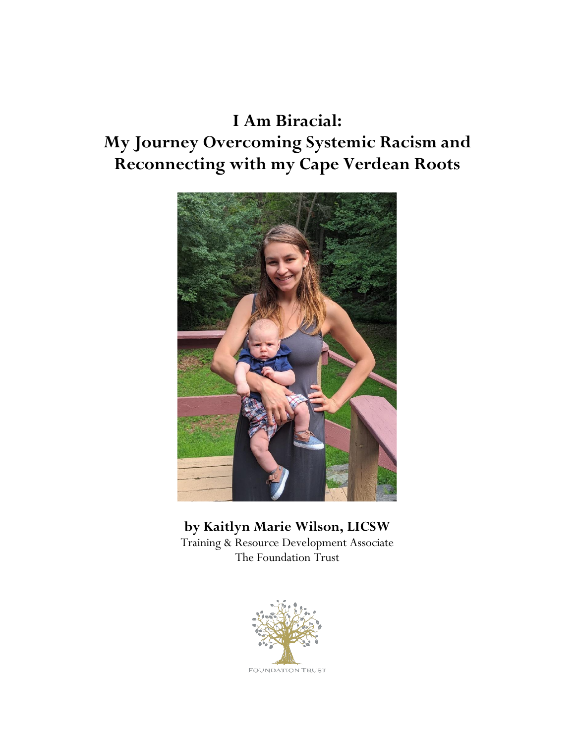# I Am Biracial: My Journey Overcoming Systemic Racism and Reconnecting with my Cape Verdean Roots

**by Kaitlyn Marie Wilson, LICSW**
Training & Resource Development Associate
The Foundation Trust

FOUNDATION TRUST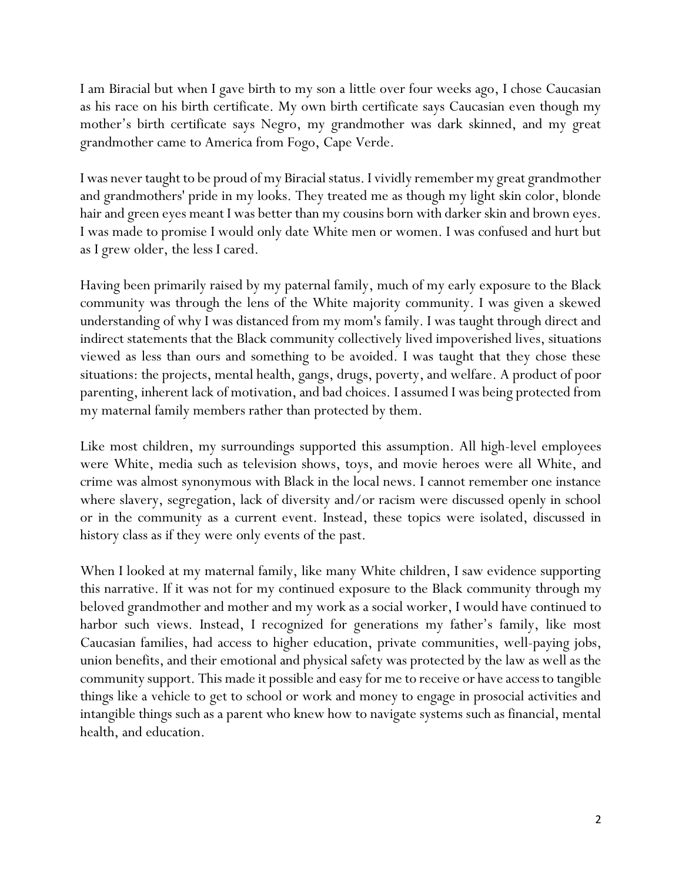I am Biracial but when I gave birth to my son a little over four weeks ago, I chose Caucasian as his race on his birth certificate. My own birth certificate says Caucasian even though my mother's birth certificate says Negro, my grandmother was dark skinned, and my great grandmother came to America from Fogo, Cape Verde.

I was never taught to be proud of my Biracial status. I vividly remember my great grandmother and grandmothers' pride in my looks. They treated me as though my light skin color, blonde hair and green eyes meant I was better than my cousins born with darker skin and brown eyes. I was made to promise I would only date White men or women. I was confused and hurt but as I grew older, the less I cared.

Having been primarily raised by my paternal family, much of my early exposure to the Black community was through the lens of the White majority community. I was given a skewed understanding of why I was distanced from my mom's family. I was taught through direct and indirect statements that the Black community collectively lived impoverished lives, situations viewed as less than ours and something to be avoided. I was taught that they chose these situations: the projects, mental health, gangs, drugs, poverty, and welfare. A product of poor parenting, inherent lack of motivation, and bad choices. I assumed I was being protected from my maternal family members rather than protected by them.

Like most children, my surroundings supported this assumption. All high-level employees were White, media such as television shows, toys, and movie heroes were all White, and crime was almost synonymous with Black in the local news. I cannot remember one instance where slavery, segregation, lack of diversity and/or racism were discussed openly in school or in the community as a current event. Instead, these topics were isolated, discussed in history class as if they were only events of the past.

When I looked at my maternal family, like many White children, I saw evidence supporting this narrative. If it was not for my continued exposure to the Black community through my beloved grandmother and mother and my work as a social worker, I would have continued to harbor such views. Instead, I recognized for generations my father's family, like most Caucasian families, had access to higher education, private communities, well-paying jobs, union benefits, and their emotional and physical safety was protected by the law as well as the community support. This made it possible and easy for me to receive or have access to tangible things like a vehicle to get to school or work and money to engage in prosocial activities and intangible things such as a parent who knew how to navigate systems such as financial, mental health, and education.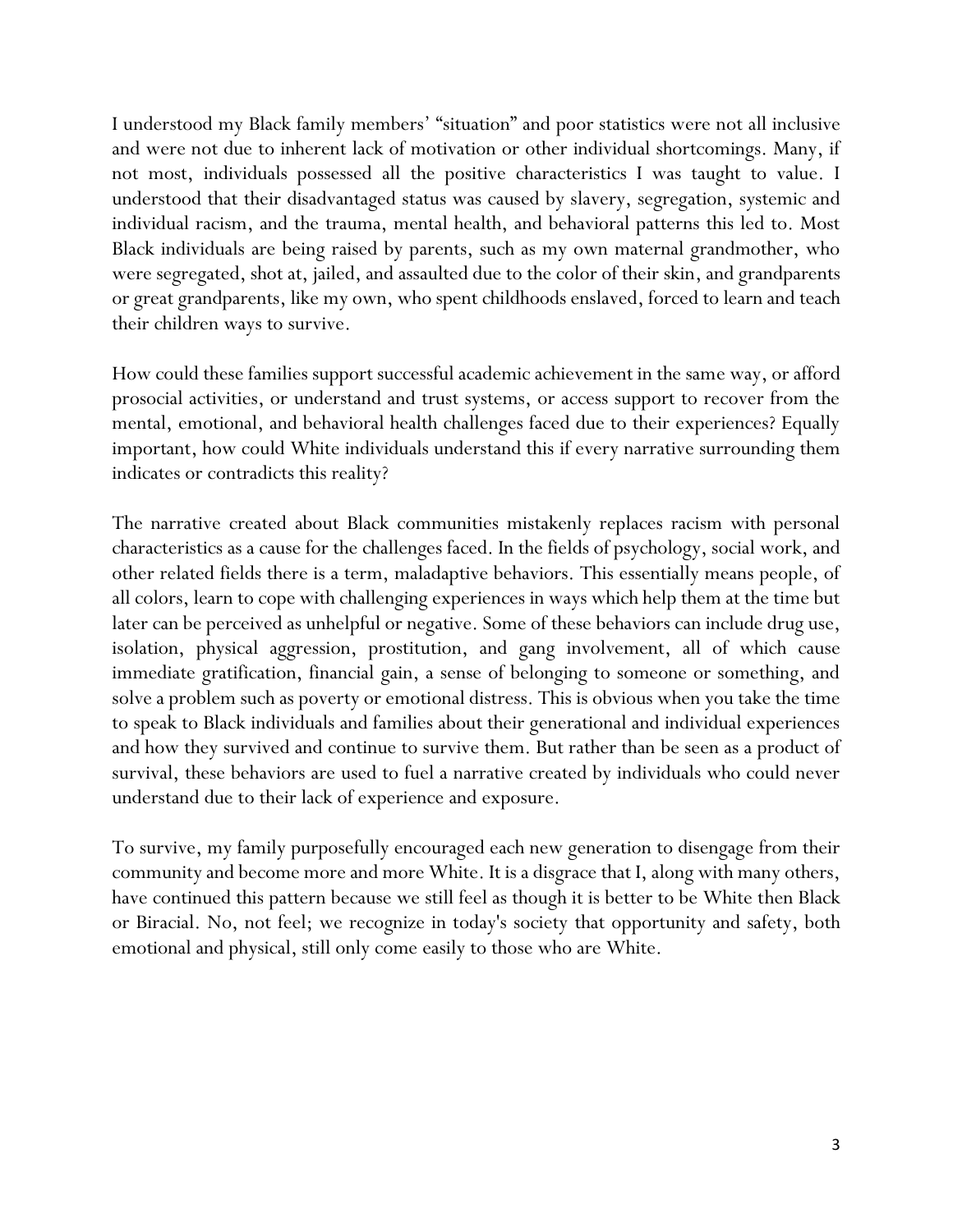I understood my Black family members' "situation" and poor statistics were not all inclusive and were not due to inherent lack of motivation or other individual shortcomings. Many, if not most, individuals possessed all the positive characteristics I was taught to value. I understood that their disadvantaged status was caused by slavery, segregation, systemic and individual racism, and the trauma, mental health, and behavioral patterns this led to. Most Black individuals are being raised by parents, such as my own maternal grandmother, who were segregated, shot at, jailed, and assaulted due to the color of their skin, and grandparents or great grandparents, like my own, who spent childhoods enslaved, forced to learn and teach their children ways to survive.

How could these families support successful academic achievement in the same way, or afford prosocial activities, or understand and trust systems, or access support to recover from the mental, emotional, and behavioral health challenges faced due to their experiences? Equally important, how could White individuals understand this if every narrative surrounding them indicates or contradicts this reality?

The narrative created about Black communities mistakenly replaces racism with personal characteristics as a cause for the challenges faced. In the fields of psychology, social work, and other related fields there is a term, maladaptive behaviors. This essentially means people, of all colors, learn to cope with challenging experiences in ways which help them at the time but later can be perceived as unhelpful or negative. Some of these behaviors can include drug use, isolation, physical aggression, prostitution, and gang involvement, all of which cause immediate gratification, financial gain, a sense of belonging to someone or something, and solve a problem such as poverty or emotional distress. This is obvious when you take the time to speak to Black individuals and families about their generational and individual experiences and how they survived and continue to survive them. But rather than be seen as a product of survival, these behaviors are used to fuel a narrative created by individuals who could never understand due to their lack of experience and exposure.

To survive, my family purposefully encouraged each new generation to disengage from their community and become more and more White. It is a disgrace that I, along with many others, have continued this pattern because we still feel as though it is better to be White then Black or Biracial. No, not feel; we recognize in today's society that opportunity and safety, both emotional and physical, still only come easily to those who are White.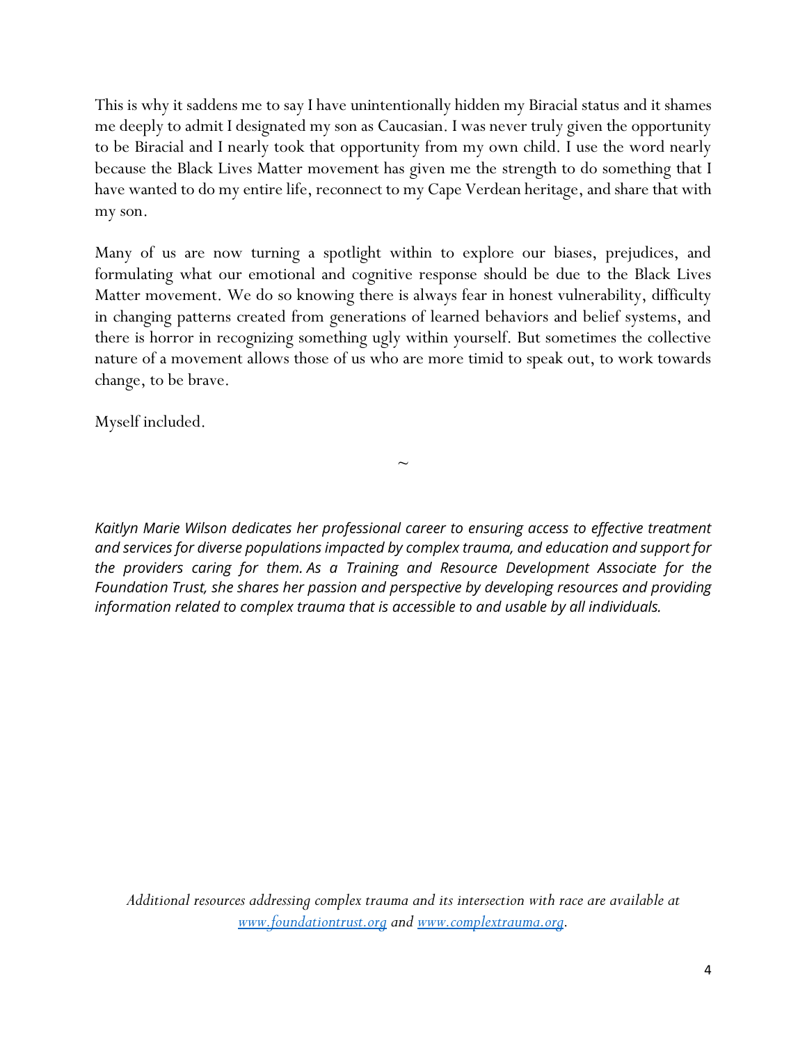This is why it saddens me to say I have unintentionally hidden my Biracial status and it shames me deeply to admit I designated my son as Caucasian. I was never truly given the opportunity to be Biracial and I nearly took that opportunity from my own child. I use the word nearly because the Black Lives Matter movement has given me the strength to do something that I have wanted to do my entire life, reconnect to my Cape Verdean heritage, and share that with my son.

Many of us are now turning a spotlight within to explore our biases, prejudices, and formulating what our emotional and cognitive response should be due to the Black Lives Matter movement. We do so knowing there is always fear in honest vulnerability, difficulty in changing patterns created from generations of learned behaviors and belief systems, and there is horror in recognizing something ugly within yourself. But sometimes the collective nature of a movement allows those of us who are more timid to speak out, to work towards change, to be brave.

Myself included.

~

*Kaitlyn Marie Wilson dedicates her professional career to ensuring access to effective treatment and services for diverse populations impacted by complex trauma, and education and support for the providers caring for them. As a Training and Resource Development Associate for the Foundation Trust, she shares her passion and perspective by developing resources and providing information related to complex trauma that is accessible to and usable by all individuals.*

*Additional resources addressing complex trauma and its intersection with race are available at [www.foundationtrust.org](http://www.foundationtrust.org) and [www.complextrauma.org](http://www.complextrauma.org).*